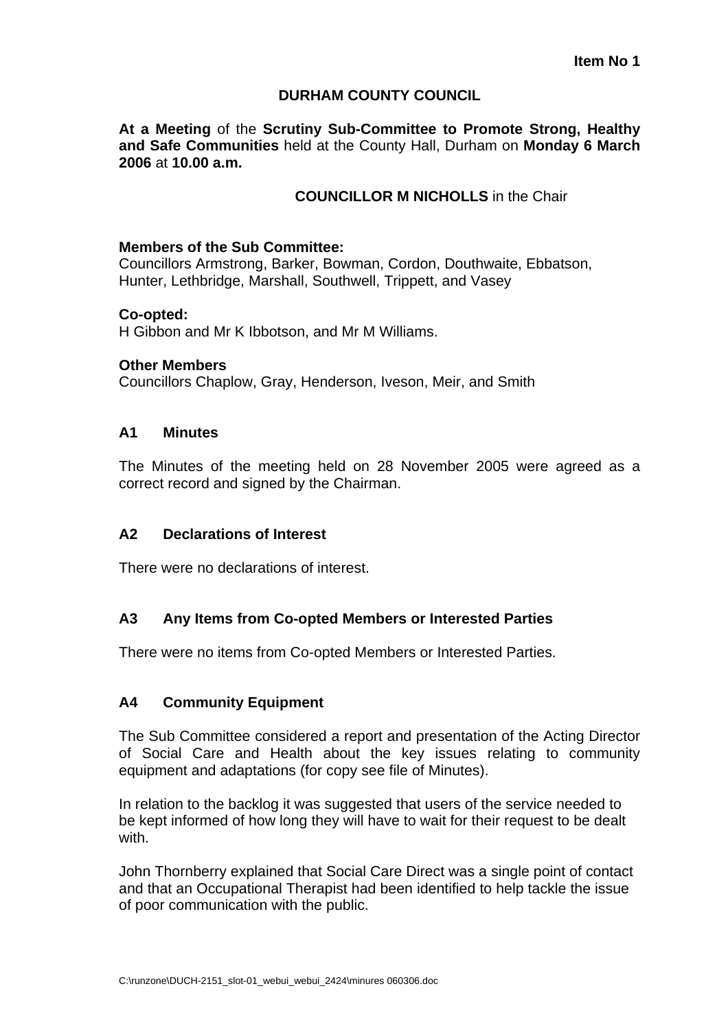**Item No 1**

# DURHAM COUNTY COUNCIL

**At a Meeting** of the **Scrutiny Sub-Committee to Promote Strong, Healthy and Safe Communities** held at the County Hall, Durham on **Monday 6 March 2006** at **10.00 a.m.**

**COUNCILLOR M NICHOLLS** in the Chair

**Members of the Sub Committee:**
Councillors Armstrong, Barker, Bowman, Cordon, Douthwaite, Ebbatson, Hunter, Lethbridge, Marshall, Southwell, Trippett, and Vasey

**Co-opted:**
H Gibbon and Mr K Ibbotson, and Mr M Williams.

**Other Members**
Councillors Chaplow, Gray, Henderson, Iveson, Meir, and Smith

## A1 Minutes

The Minutes of the meeting held on 28 November 2005 were agreed as a correct record and signed by the Chairman.

## A2 Declarations of Interest

There were no declarations of interest.

## A3 Any Items from Co-opted Members or Interested Parties

There were no items from Co-opted Members or Interested Parties.

## A4 Community Equipment

The Sub Committee considered a report and presentation of the Acting Director of Social Care and Health about the key issues relating to community equipment and adaptations (for copy see file of Minutes).

In relation to the backlog it was suggested that users of the service needed to be kept informed of how long they will have to wait for their request to be dealt with.

John Thornberry explained that Social Care Direct was a single point of contact and that an Occupational Therapist had been identified to help tackle the issue of poor communication with the public.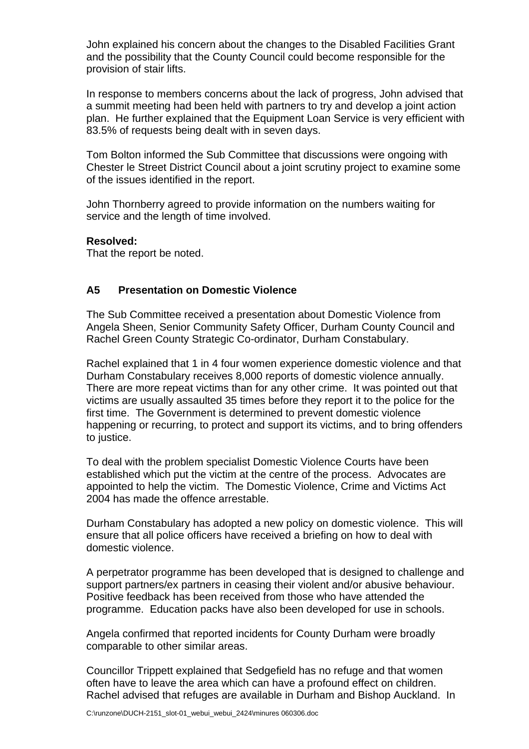John explained his concern about the changes to the Disabled Facilities Grant and the possibility that the County Council could become responsible for the provision of stair lifts.

In response to members concerns about the lack of progress, John advised that a summit meeting had been held with partners to try and develop a joint action plan. He further explained that the Equipment Loan Service is very efficient with 83.5% of requests being dealt with in seven days.

Tom Bolton informed the Sub Committee that discussions were ongoing with Chester le Street District Council about a joint scrutiny project to examine some of the issues identified in the report.

John Thornberry agreed to provide information on the numbers waiting for service and the length of time involved.

**Resolved:**
That the report be noted.

### A5 Presentation on Domestic Violence

The Sub Committee received a presentation about Domestic Violence from Angela Sheen, Senior Community Safety Officer, Durham County Council and Rachel Green County Strategic Co-ordinator, Durham Constabulary.

Rachel explained that 1 in 4 four women experience domestic violence and that Durham Constabulary receives 8,000 reports of domestic violence annually. There are more repeat victims than for any other crime. It was pointed out that victims are usually assaulted 35 times before they report it to the police for the first time. The Government is determined to prevent domestic violence happening or recurring, to protect and support its victims, and to bring offenders to justice.

To deal with the problem specialist Domestic Violence Courts have been established which put the victim at the centre of the process. Advocates are appointed to help the victim. The Domestic Violence, Crime and Victims Act 2004 has made the offence arrestable.

Durham Constabulary has adopted a new policy on domestic violence. This will ensure that all police officers have received a briefing on how to deal with domestic violence.

A perpetrator programme has been developed that is designed to challenge and support partners/ex partners in ceasing their violent and/or abusive behaviour. Positive feedback has been received from those who have attended the programme. Education packs have also been developed for use in schools.

Angela confirmed that reported incidents for County Durham were broadly comparable to other similar areas.

Councillor Trippett explained that Sedgefield has no refuge and that women often have to leave the area which can have a profound effect on children. Rachel advised that refuges are available in Durham and Bishop Auckland. In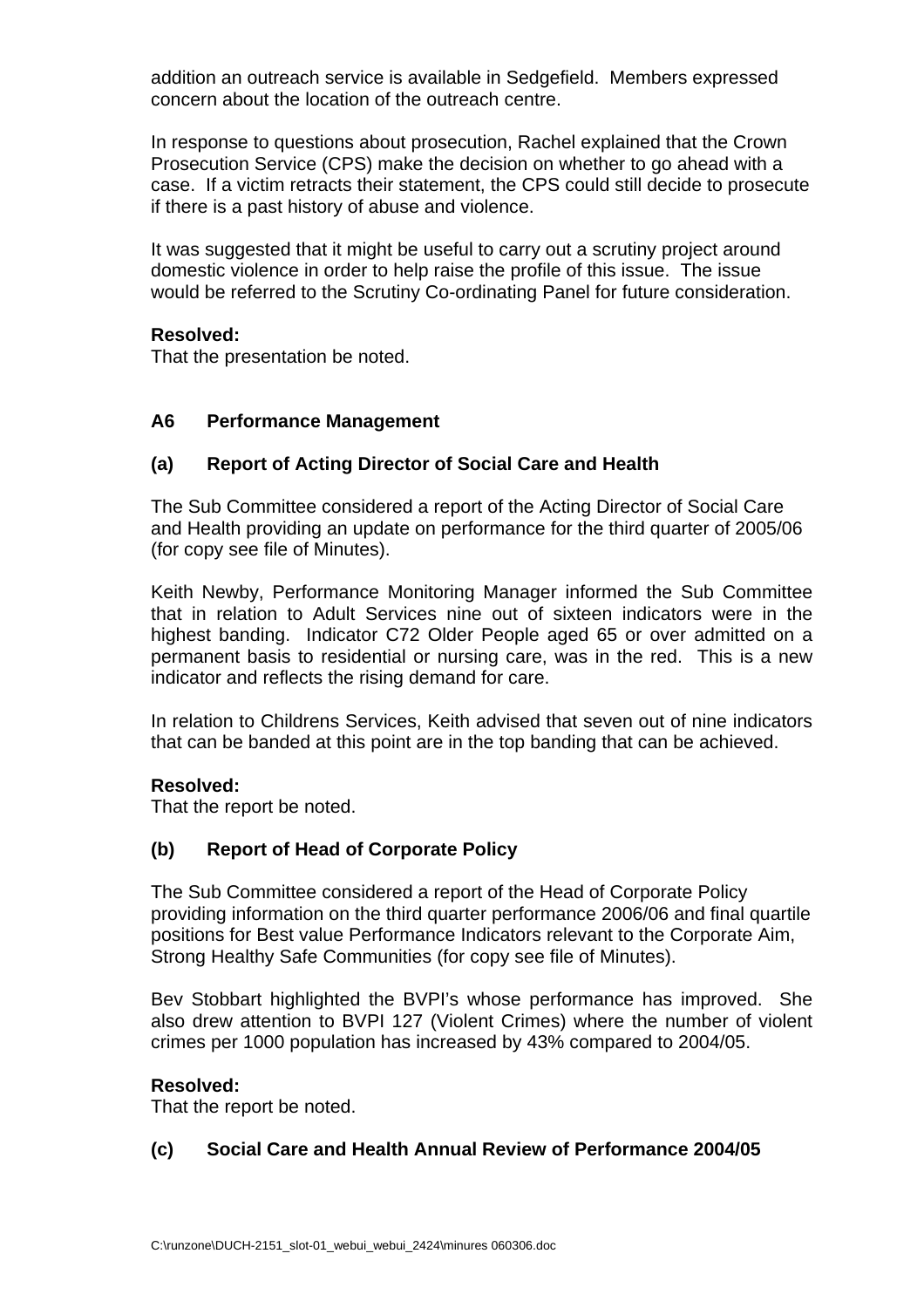addition an outreach service is available in Sedgefield. Members expressed concern about the location of the outreach centre.

In response to questions about prosecution, Rachel explained that the Crown Prosecution Service (CPS) make the decision on whether to go ahead with a case. If a victim retracts their statement, the CPS could still decide to prosecute if there is a past history of abuse and violence.

It was suggested that it might be useful to carry out a scrutiny project around domestic violence in order to help raise the profile of this issue. The issue would be referred to the Scrutiny Co-ordinating Panel for future consideration.

**Resolved:**
That the presentation be noted.

## A6 Performance Management

### (a) Report of Acting Director of Social Care and Health

The Sub Committee considered a report of the Acting Director of Social Care and Health providing an update on performance for the third quarter of 2005/06 (for copy see file of Minutes).

Keith Newby, Performance Monitoring Manager informed the Sub Committee that in relation to Adult Services nine out of sixteen indicators were in the highest banding. Indicator C72 Older People aged 65 or over admitted on a permanent basis to residential or nursing care, was in the red. This is a new indicator and reflects the rising demand for care.

In relation to Childrens Services, Keith advised that seven out of nine indicators that can be banded at this point are in the top banding that can be achieved.

**Resolved:**
That the report be noted.

### (b) Report of Head of Corporate Policy

The Sub Committee considered a report of the Head of Corporate Policy providing information on the third quarter performance 2006/06 and final quartile positions for Best value Performance Indicators relevant to the Corporate Aim, Strong Healthy Safe Communities (for copy see file of Minutes).

Bev Stobbart highlighted the BVPI's whose performance has improved. She also drew attention to BVPI 127 (Violent Crimes) where the number of violent crimes per 1000 population has increased by 43% compared to 2004/05.

**Resolved:**
That the report be noted.

### (c) Social Care and Health Annual Review of Performance 2004/05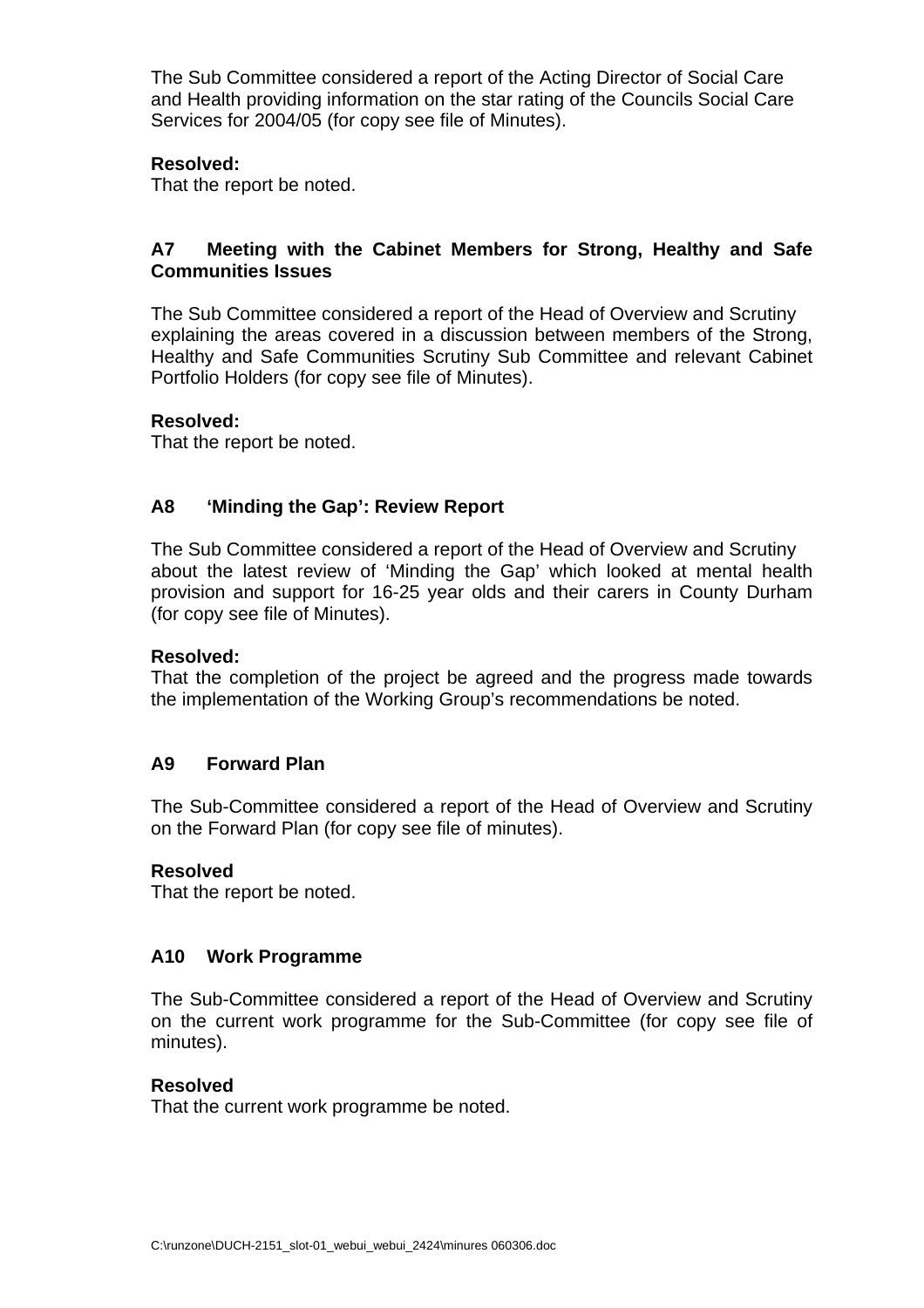The Sub Committee considered a report of the Acting Director of Social Care and Health providing information on the star rating of the Councils Social Care Services for 2004/05 (for copy see file of Minutes).

**Resolved:**
That the report be noted.

### A7 Meeting with the Cabinet Members for Strong, Healthy and Safe Communities Issues

The Sub Committee considered a report of the Head of Overview and Scrutiny explaining the areas covered in a discussion between members of the Strong, Healthy and Safe Communities Scrutiny Sub Committee and relevant Cabinet Portfolio Holders (for copy see file of Minutes).

**Resolved:**
That the report be noted.

### A8 'Minding the Gap': Review Report

The Sub Committee considered a report of the Head of Overview and Scrutiny about the latest review of 'Minding the Gap' which looked at mental health provision and support for 16-25 year olds and their carers in County Durham (for copy see file of Minutes).

**Resolved:**
That the completion of the project be agreed and the progress made towards the implementation of the Working Group's recommendations be noted.

### A9 Forward Plan

The Sub-Committee considered a report of the Head of Overview and Scrutiny on the Forward Plan (for copy see file of minutes).

**Resolved**
That the report be noted.

### A10 Work Programme

The Sub-Committee considered a report of the Head of Overview and Scrutiny on the current work programme for the Sub-Committee (for copy see file of minutes).

**Resolved**
That the current work programme be noted.